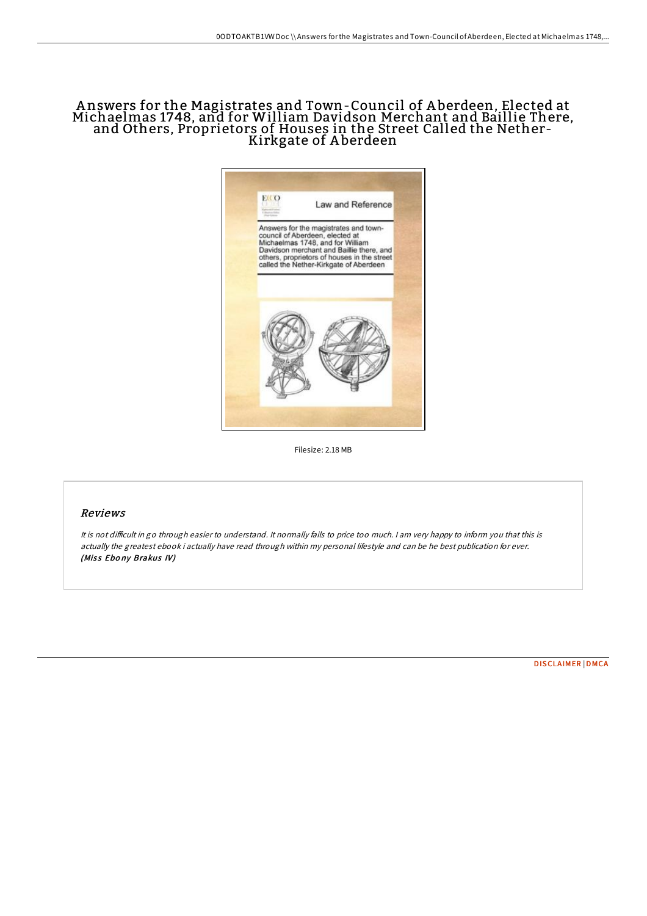# Answers for the Magistrates and Town-Council of Aberdeen, Elected at Michaelmas 1748, and for William Davidson Merchant and Baillie There, and Others, Proprietors of Houses in the Street Called the Nether-Kirkgate of Aberdeen

Filesize: 2.18 MB

## Reviews

*It is not difficult in go through easier to understand. It normally fails to price too much. I am very happy to inform you that this is actually the greatest ebook i actually have read through within my personal lifestyle and can be he best publication for ever.*
***(Miss Ebony Brakus IV)***

DISCLAIMER | DMCA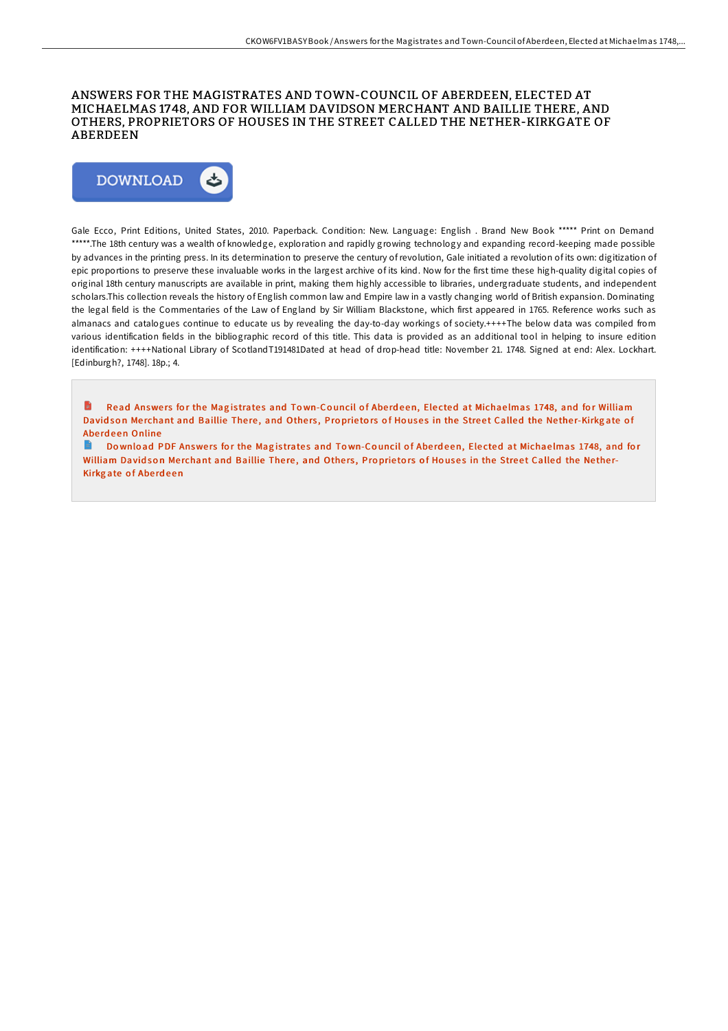# ANSWERS FOR THE MAGISTRATES AND TOWN-COUNCIL OF ABERDEEN, ELECTED AT MICHAELMAS 1748, AND FOR WILLIAM DAVIDSON MERCHANT AND BAILLIE THERE, AND OTHERS, PROPRIETORS OF HOUSES IN THE STREET CALLED THE NETHER-KIRKGATE OF ABERDEEN

DOWNLOAD

Gale Ecco, Print Editions, United States, 2010. Paperback. Condition: New. Language: English . Brand New Book ***** Print on Demand *****.The 18th century was a wealth of knowledge, exploration and rapidly growing technology and expanding record-keeping made possible by advances in the printing press. In its determination to preserve the century of revolution, Gale initiated a revolution of its own: digitization of epic proportions to preserve these invaluable works in the largest archive of its kind. Now for the first time these high-quality digital copies of original 18th century manuscripts are available in print, making them highly accessible to libraries, undergraduate students, and independent scholars.This collection reveals the history of English common law and Empire law in a vastly changing world of British expansion. Dominating the legal field is the Commentaries of the Law of England by Sir William Blackstone, which first appeared in 1765. Reference works such as almanacs and catalogues continue to educate us by revealing the day-to-day workings of society.++++The below data was compiled from various identification fields in the bibliographic record of this title. This data is provided as an additional tool in helping to insure edition identification: ++++National Library of ScotlandT191481Dated at head of drop-head title: November 21. 1748. Signed at end: Alex. Lockhart. [Edinburgh?, 1748]. 18p.; 4.

Read Answers for the Magistrates and Town-Council of Aberdeen, Elected at Michaelmas 1748, and for William Davidson Merchant and Baillie There, and Others, Proprietors of Houses in the Street Called the Nether-Kirkgate of Aberdeen Online

Download PDF Answers for the Magistrates and Town-Council of Aberdeen, Elected at Michaelmas 1748, and for William Davidson Merchant and Baillie There, and Others, Proprietors of Houses in the Street Called the Nether-Kirkgate of Aberdeen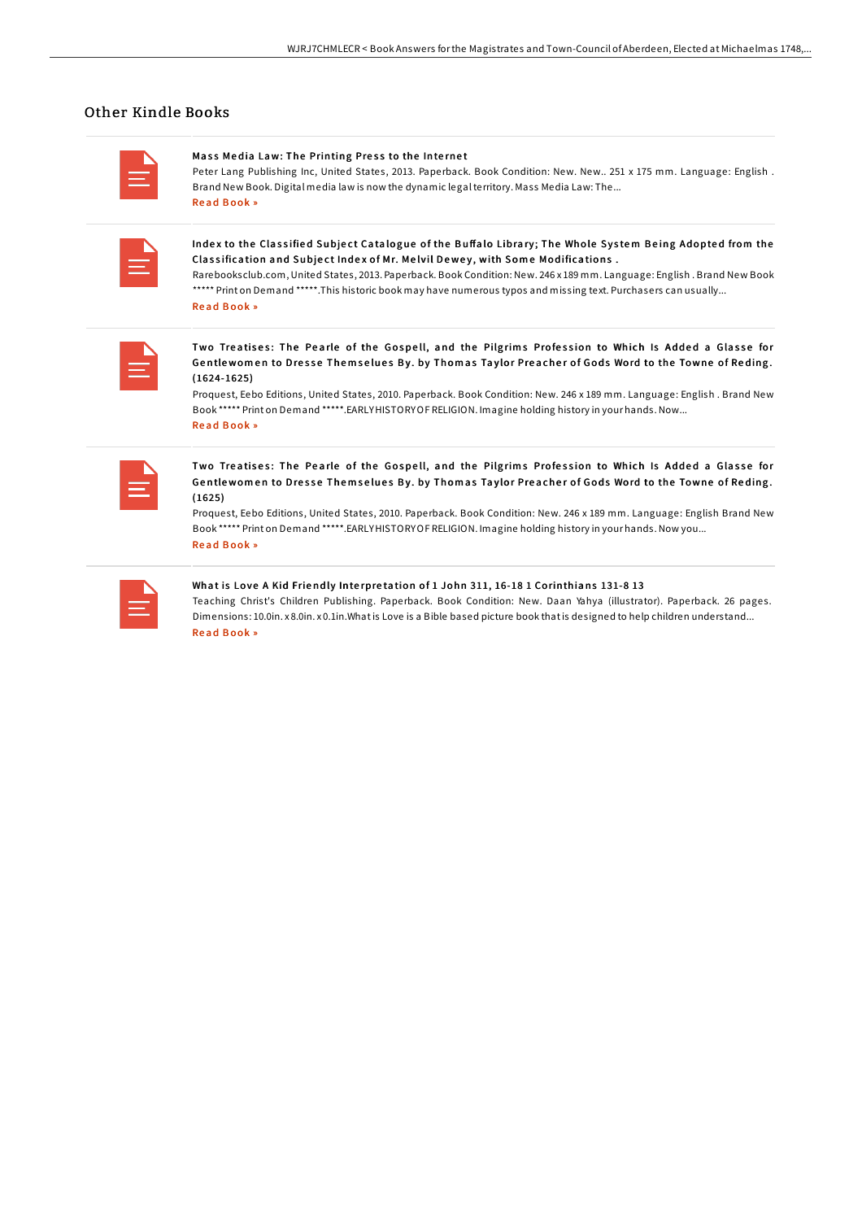## Other Kindle Books

### Mass Media Law: The Printing Press to the Internet

Peter Lang Publishing Inc, United States, 2013. Paperback. Book Condition: New. New.. 251 x 175 mm. Language: English . Brand New Book. Digital media law is now the dynamic legal territory. Mass Media Law: The...

Read Book »

### Index to the Classified Subject Catalogue of the Buffalo Library; The Whole System Being Adopted from the Classification and Subject Index of Mr. Melvil Dewey, with Some Modifications .

Rarebooksclub.com, United States, 2013. Paperback. Book Condition: New. 246 x 189 mm. Language: English . Brand New Book ***** Print on Demand *****.This historic book may have numerous typos and missing text. Purchasers can usually...

Read Book »

### Two Treatises: The Pearle of the Gospell, and the Pilgrims Profession to Which Is Added a Glasse for Gentlewomen to Dresse Themselues By. by Thomas Taylor Preacher of Gods Word to the Towne of Reding. (1624-1625)

Proquest, Eebo Editions, United States, 2010. Paperback. Book Condition: New. 246 x 189 mm. Language: English . Brand New Book ***** Print on Demand *****.EARLY HISTORY OF RELIGION. Imagine holding history in your hands. Now...

Read Book »

### Two Treatises: The Pearle of the Gospell, and the Pilgrims Profession to Which Is Added a Glasse for Gentlewomen to Dresse Themselues By. by Thomas Taylor Preacher of Gods Word to the Towne of Reding. (1625)

Proquest, Eebo Editions, United States, 2010. Paperback. Book Condition: New. 246 x 189 mm. Language: English Brand New Book ***** Print on Demand *****.EARLY HISTORY OF RELIGION. Imagine holding history in your hands. Now you...

Read Book »

### What is Love A Kid Friendly Interpretation of 1 John 311, 16-18 1 Corinthians 131-8 13

Teaching Christ's Children Publishing. Paperback. Book Condition: New. Daan Yahya (illustrator). Paperback. 26 pages. Dimensions: 10.0in. x 8.0in. x 0.1in.What is Love is a Bible based picture book that is designed to help children understand...

Read Book »